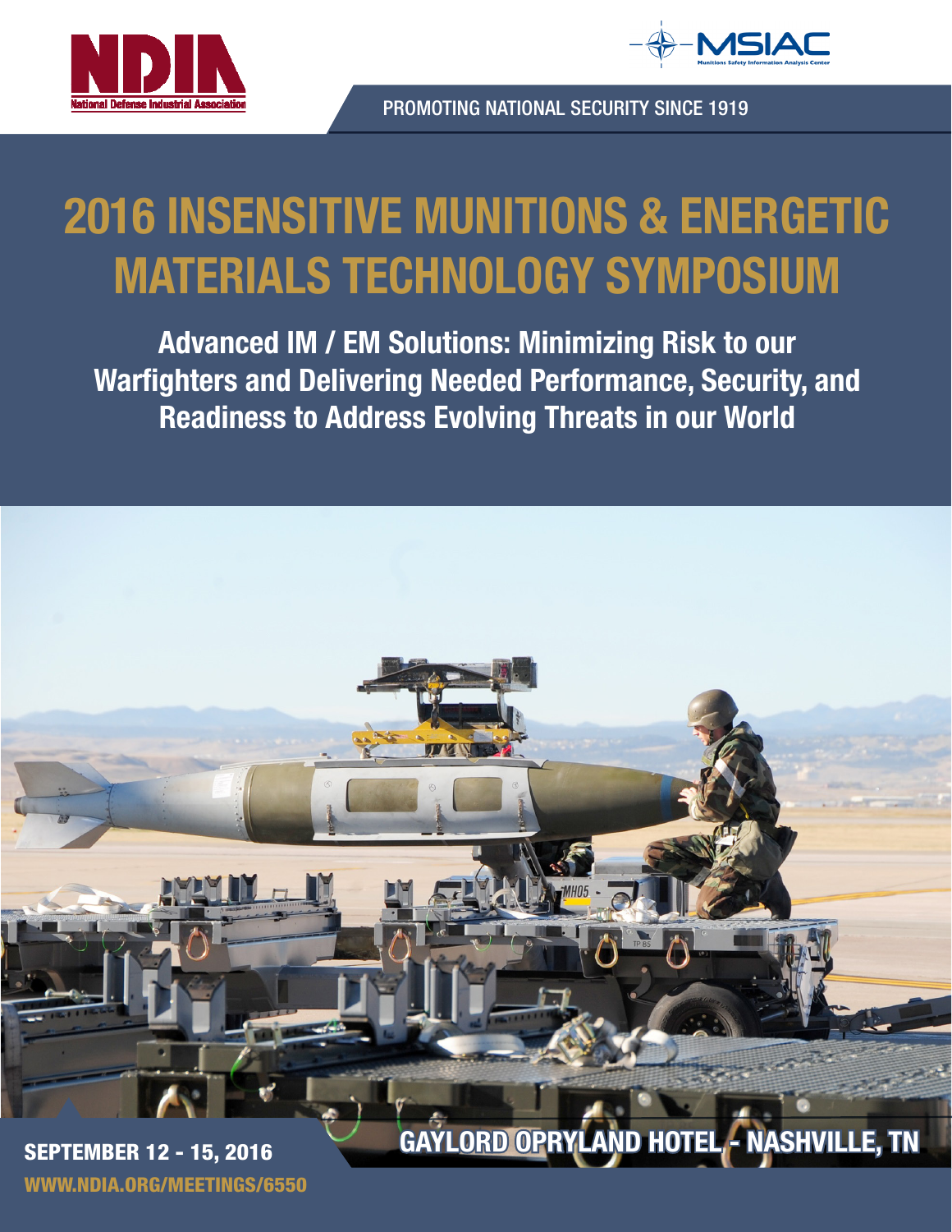National Defense Industrial Association

MSIAC
Munitions Safety Information Analysis Center

PROMOTING NATIONAL SECURITY SINCE 1919

# 2016 INSENSITIVE MUNITIONS & ENERGETIC MATERIALS TECHNOLOGY SYMPOSIUM

## Advanced IM / EM Solutions: Minimizing Risk to our Warfighters and Delivering Needed Performance, Security, and Readiness to Address Evolving Threats in our World

**SEPTEMBER 12 - 15, 2016**

**GAYLORD OPRYLAND HOTEL - NASHVILLE, TN**

**WWW.NDIA.ORG/MEETINGS/6550**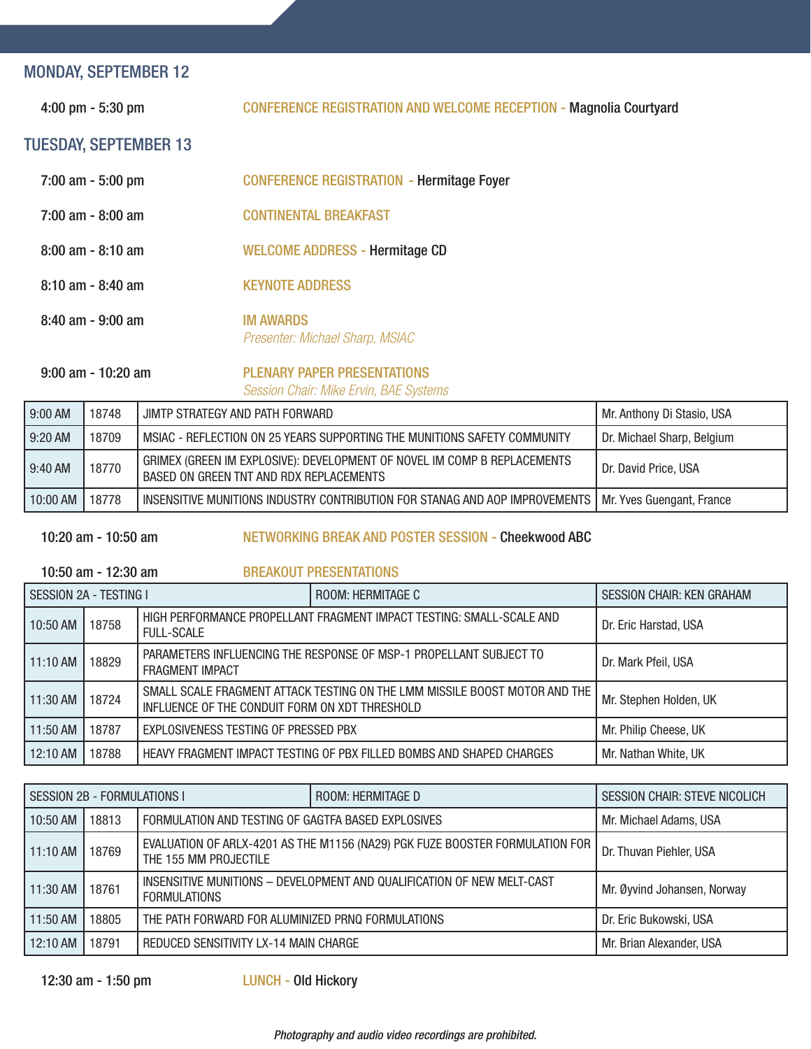## MONDAY, SEPTEMBER 12

4:00 pm - 5:30 pm — **CONFERENCE REGISTRATION AND WELCOME RECEPTION -** Magnolia Courtyard

## TUESDAY, SEPTEMBER 13

7:00 am - 5:00 pm — **CONFERENCE REGISTRATION -** Hermitage Foyer

7:00 am - 8:00 am — **CONTINENTAL BREAKFAST**

8:00 am - 8:10 am — **WELCOME ADDRESS -** Hermitage CD

8:10 am - 8:40 am — **KEYNOTE ADDRESS**

8:40 am - 9:00 am — **IM AWARDS**
*Presenter: Michael Sharp, MSIAC*

9:00 am - 10:20 am — **PLENARY PAPER PRESENTATIONS**
*Session Chair: Mike Ervin, BAE Systems*

| | | | |
|---|---|---|---|
| 9:00 AM | 18748 | JIMTP STRATEGY AND PATH FORWARD | Mr. Anthony Di Stasio, USA |
| 9:20 AM | 18709 | MSIAC - REFLECTION ON 25 YEARS SUPPORTING THE MUNITIONS SAFETY COMMUNITY | Dr. Michael Sharp, Belgium |
| 9:40 AM | 18770 | GRIMEX (GREEN IM EXPLOSIVE): DEVELOPMENT OF NOVEL IM COMP B REPLACEMENTS BASED ON GREEN TNT AND RDX REPLACEMENTS | Dr. David Price, USA |
| 10:00 AM | 18778 | INSENSITIVE MUNITIONS INDUSTRY CONTRIBUTION FOR STANAG AND AOP IMPROVEMENTS | Mr. Yves Guengant, France |

10:20 am - 10:50 am — **NETWORKING BREAK AND POSTER SESSION -** Cheekwood ABC

10:50 am - 12:30 am — **BREAKOUT PRESENTATIONS**

| SESSION 2A - TESTING I | | ROOM: HERMITAGE C | SESSION CHAIR: KEN GRAHAM |
|---|---|---|---|
| 10:50 AM | 18758 | HIGH PERFORMANCE PROPELLANT FRAGMENT IMPACT TESTING: SMALL-SCALE AND FULL-SCALE | Dr. Eric Harstad, USA |
| 11:10 AM | 18829 | PARAMETERS INFLUENCING THE RESPONSE OF MSP-1 PROPELLANT SUBJECT TO FRAGMENT IMPACT | Dr. Mark Pfeil, USA |
| 11:30 AM | 18724 | SMALL SCALE FRAGMENT ATTACK TESTING ON THE LMM MISSILE BOOST MOTOR AND THE INFLUENCE OF THE CONDUIT FORM ON XDT THRESHOLD | Mr. Stephen Holden, UK |
| 11:50 AM | 18787 | EXPLOSIVENESS TESTING OF PRESSED PBX | Mr. Philip Cheese, UK |
| 12:10 AM | 18788 | HEAVY FRAGMENT IMPACT TESTING OF PBX FILLED BOMBS AND SHAPED CHARGES | Mr. Nathan White, UK |

| SESSION 2B - FORMULATIONS I | | ROOM: HERMITAGE D | SESSION CHAIR: STEVE NICOLICH |
|---|---|---|---|
| 10:50 AM | 18813 | FORMULATION AND TESTING OF GAGTFA BASED EXPLOSIVES | Mr. Michael Adams, USA |
| 11:10 AM | 18769 | EVALUATION OF ARLX-4201 AS THE M1156 (NA29) PGK FUZE BOOSTER FORMULATION FOR THE 155 MM PROJECTILE | Dr. Thuvan Piehler, USA |
| 11:30 AM | 18761 | INSENSITIVE MUNITIONS – DEVELOPMENT AND QUALIFICATION OF NEW MELT-CAST FORMULATIONS | Mr. Øyvind Johansen, Norway |
| 11:50 AM | 18805 | THE PATH FORWARD FOR ALUMINIZED PRNQ FORMULATIONS | Dr. Eric Bukowski, USA |
| 12:10 AM | 18791 | REDUCED SENSITIVITY LX-14 MAIN CHARGE | Mr. Brian Alexander, USA |

12:30 am - 1:50 pm — **LUNCH -** Old Hickory

*Photography and audio video recordings are prohibited.*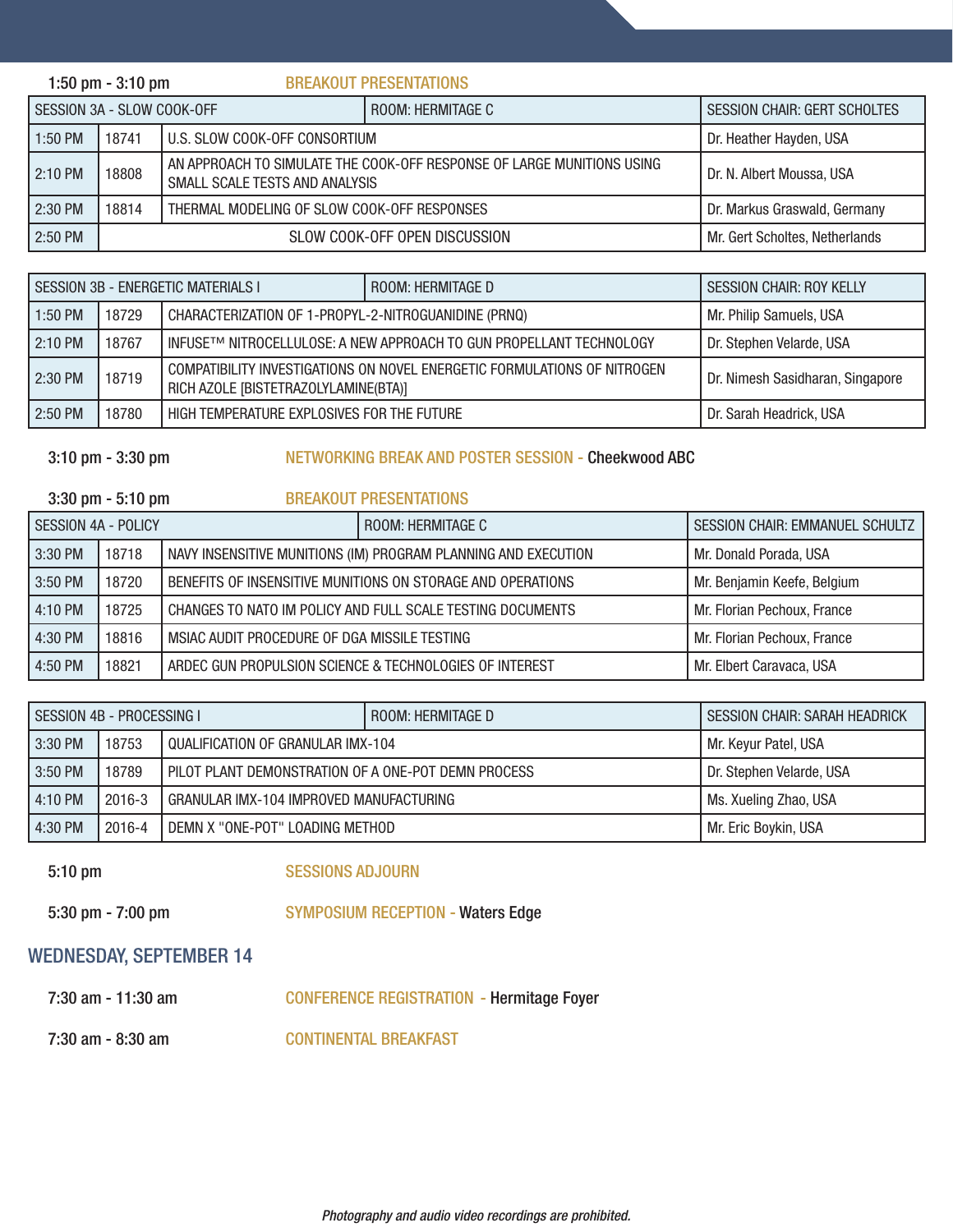**1:50 pm - 3:10 pm** BREAKOUT PRESENTATIONS

| SESSION 3A - SLOW COOK-OFF | | ROOM: HERMITAGE C | SESSION CHAIR: GERT SCHOLTES |
|---|---|---|---|
| 1:50 PM | 18741 | U.S. SLOW COOK-OFF CONSORTIUM | Dr. Heather Hayden, USA |
| 2:10 PM | 18808 | AN APPROACH TO SIMULATE THE COOK-OFF RESPONSE OF LARGE MUNITIONS USING SMALL SCALE TESTS AND ANALYSIS | Dr. N. Albert Moussa, USA |
| 2:30 PM | 18814 | THERMAL MODELING OF SLOW COOK-OFF RESPONSES | Dr. Markus Graswald, Germany |
| 2:50 PM | | SLOW COOK-OFF OPEN DISCUSSION | Mr. Gert Scholtes, Netherlands |

| SESSION 3B - ENERGETIC MATERIALS I | | ROOM: HERMITAGE D | SESSION CHAIR: ROY KELLY |
|---|---|---|---|
| 1:50 PM | 18729 | CHARACTERIZATION OF 1-PROPYL-2-NITROGUANIDINE (PRNQ) | Mr. Philip Samuels, USA |
| 2:10 PM | 18767 | INFUSE™ NITROCELLULOSE: A NEW APPROACH TO GUN PROPELLANT TECHNOLOGY | Dr. Stephen Velarde, USA |
| 2:30 PM | 18719 | COMPATIBILITY INVESTIGATIONS ON NOVEL ENERGETIC FORMULATIONS OF NITROGEN RICH AZOLE [BISTETRAZOLYLAMINE(BTA)] | Dr. Nimesh Sasidharan, Singapore |
| 2:50 PM | 18780 | HIGH TEMPERATURE EXPLOSIVES FOR THE FUTURE | Dr. Sarah Headrick, USA |

**3:10 pm - 3:30 pm** NETWORKING BREAK AND POSTER SESSION - Cheekwood ABC

**3:30 pm - 5:10 pm** BREAKOUT PRESENTATIONS

| SESSION 4A - POLICY | | ROOM: HERMITAGE C | SESSION CHAIR: EMMANUEL SCHULTZ |
|---|---|---|---|
| 3:30 PM | 18718 | NAVY INSENSITIVE MUNITIONS (IM) PROGRAM PLANNING AND EXECUTION | Mr. Donald Porada, USA |
| 3:50 PM | 18720 | BENEFITS OF INSENSITIVE MUNITIONS ON STORAGE AND OPERATIONS | Mr. Benjamin Keefe, Belgium |
| 4:10 PM | 18725 | CHANGES TO NATO IM POLICY AND FULL SCALE TESTING DOCUMENTS | Mr. Florian Pechoux, France |
| 4:30 PM | 18816 | MSIAC AUDIT PROCEDURE OF DGA MISSILE TESTING | Mr. Florian Pechoux, France |
| 4:50 PM | 18821 | ARDEC GUN PROPULSION SCIENCE & TECHNOLOGIES OF INTEREST | Mr. Elbert Caravaca, USA |

| SESSION 4B - PROCESSING I | | ROOM: HERMITAGE D | SESSION CHAIR: SARAH HEADRICK |
|---|---|---|---|
| 3:30 PM | 18753 | QUALIFICATION OF GRANULAR IMX-104 | Mr. Keyur Patel, USA |
| 3:50 PM | 18789 | PILOT PLANT DEMONSTRATION OF A ONE-POT DEMN PROCESS | Dr. Stephen Velarde, USA |
| 4:10 PM | 2016-3 | GRANULAR IMX-104 IMPROVED MANUFACTURING | Ms. Xueling Zhao, USA |
| 4:30 PM | 2016-4 | DEMN X "ONE-POT" LOADING METHOD | Mr. Eric Boykin, USA |

**5:10 pm** SESSIONS ADJOURN

**5:30 pm - 7:00 pm** SYMPOSIUM RECEPTION - Waters Edge

## WEDNESDAY, SEPTEMBER 14

**7:30 am - 11:30 am** CONFERENCE REGISTRATION - Hermitage Foyer

**7:30 am - 8:30 am** CONTINENTAL BREAKFAST

*Photography and audio video recordings are prohibited.*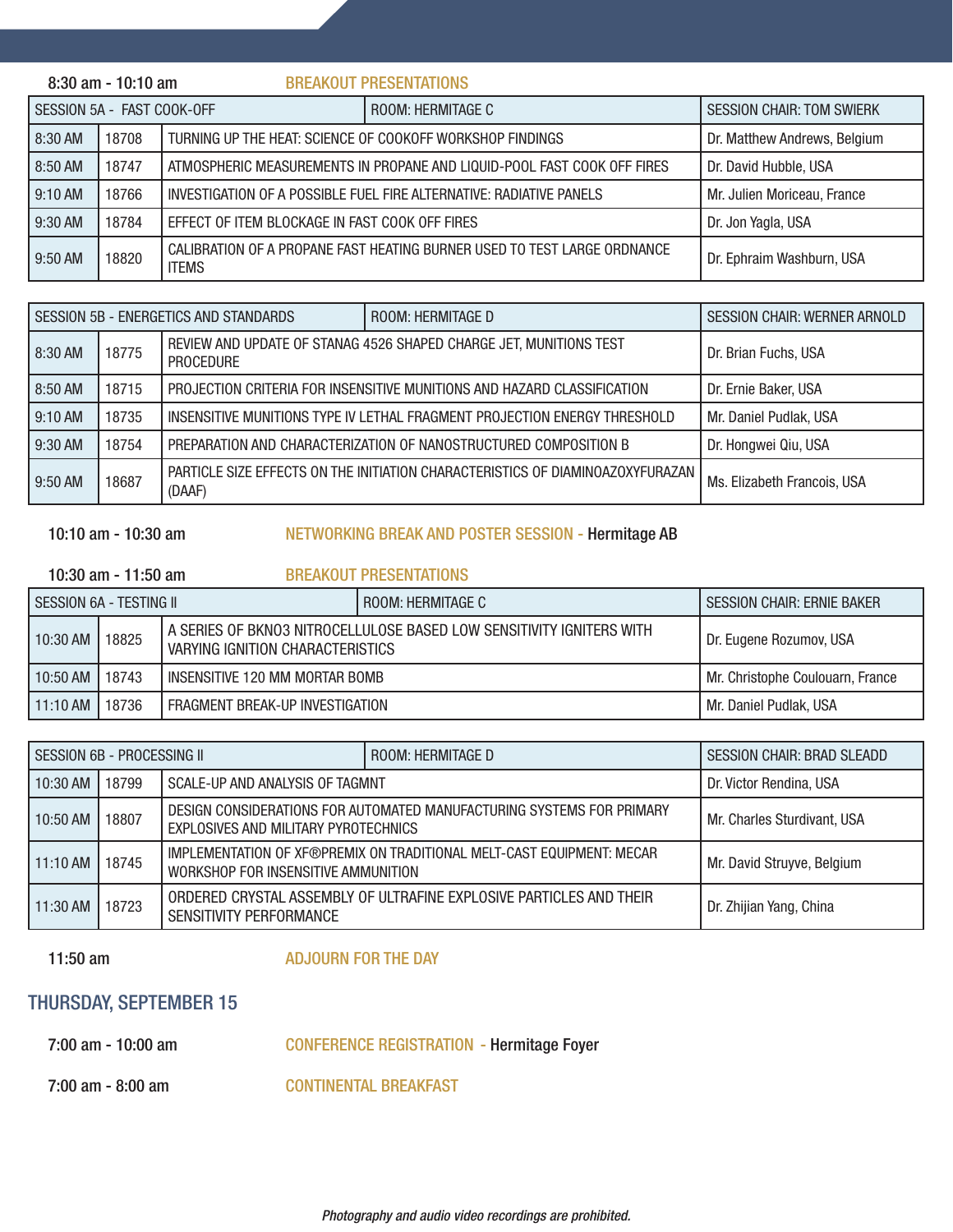8:30 am - 10:10 am **BREAKOUT PRESENTATIONS**

| SESSION 5A - FAST COOK-OFF | | ROOM: HERMITAGE C | SESSION CHAIR: TOM SWIERK |
|---|---|---|---|
| 8:30 AM | 18708 | TURNING UP THE HEAT: SCIENCE OF COOKOFF WORKSHOP FINDINGS | Dr. Matthew Andrews, Belgium |
| 8:50 AM | 18747 | ATMOSPHERIC MEASUREMENTS IN PROPANE AND LIQUID-POOL FAST COOK OFF FIRES | Dr. David Hubble, USA |
| 9:10 AM | 18766 | INVESTIGATION OF A POSSIBLE FUEL FIRE ALTERNATIVE: RADIATIVE PANELS | Mr. Julien Moriceau, France |
| 9:30 AM | 18784 | EFFECT OF ITEM BLOCKAGE IN FAST COOK OFF FIRES | Dr. Jon Yagla, USA |
| 9:50 AM | 18820 | CALIBRATION OF A PROPANE FAST HEATING BURNER USED TO TEST LARGE ORDNANCE ITEMS | Dr. Ephraim Washburn, USA |

| SESSION 5B - ENERGETICS AND STANDARDS | | ROOM: HERMITAGE D | SESSION CHAIR: WERNER ARNOLD |
|---|---|---|---|
| 8:30 AM | 18775 | REVIEW AND UPDATE OF STANAG 4526 SHAPED CHARGE JET, MUNITIONS TEST PROCEDURE | Dr. Brian Fuchs, USA |
| 8:50 AM | 18715 | PROJECTION CRITERIA FOR INSENSITIVE MUNITIONS AND HAZARD CLASSIFICATION | Dr. Ernie Baker, USA |
| 9:10 AM | 18735 | INSENSITIVE MUNITIONS TYPE IV LETHAL FRAGMENT PROJECTION ENERGY THRESHOLD | Mr. Daniel Pudlak, USA |
| 9:30 AM | 18754 | PREPARATION AND CHARACTERIZATION OF NANOSTRUCTURED COMPOSITION B | Dr. Hongwei Qiu, USA |
| 9:50 AM | 18687 | PARTICLE SIZE EFFECTS ON THE INITIATION CHARACTERISTICS OF DIAMINOAZOXYFURAZAN (DAAF) | Ms. Elizabeth Francois, USA |

10:10 am - 10:30 am **NETWORKING BREAK AND POSTER SESSION -** Hermitage AB

10:30 am - 11:50 am **BREAKOUT PRESENTATIONS**

| SESSION 6A - TESTING II | | ROOM: HERMITAGE C | SESSION CHAIR: ERNIE BAKER |
|---|---|---|---|
| 10:30 AM | 18825 | A SERIES OF BKNO3 NITROCELLULOSE BASED LOW SENSITIVITY IGNITERS WITH VARYING IGNITION CHARACTERISTICS | Dr. Eugene Rozumov, USA |
| 10:50 AM | 18743 | INSENSITIVE 120 MM MORTAR BOMB | Mr. Christophe Coulouarn, France |
| 11:10 AM | 18736 | FRAGMENT BREAK-UP INVESTIGATION | Mr. Daniel Pudlak, USA |

| SESSION 6B - PROCESSING II | | ROOM: HERMITAGE D | SESSION CHAIR: BRAD SLEADD |
|---|---|---|---|
| 10:30 AM | 18799 | SCALE-UP AND ANALYSIS OF TAGMNT | Dr. Victor Rendina, USA |
| 10:50 AM | 18807 | DESIGN CONSIDERATIONS FOR AUTOMATED MANUFACTURING SYSTEMS FOR PRIMARY EXPLOSIVES AND MILITARY PYROTECHNICS | Mr. Charles Sturdivant, USA |
| 11:10 AM | 18745 | IMPLEMENTATION OF XF®PREMIX ON TRADITIONAL MELT-CAST EQUIPMENT: MECAR WORKSHOP FOR INSENSITIVE AMMUNITION | Mr. David Struyve, Belgium |
| 11:30 AM | 18723 | ORDERED CRYSTAL ASSEMBLY OF ULTRAFINE EXPLOSIVE PARTICLES AND THEIR SENSITIVITY PERFORMANCE | Dr. Zhijian Yang, China |

11:50 am **ADJOURN FOR THE DAY**

## THURSDAY, SEPTEMBER 15

7:00 am - 10:00 am **CONFERENCE REGISTRATION -** Hermitage Foyer

7:00 am - 8:00 am **CONTINENTAL BREAKFAST**

*Photography and audio video recordings are prohibited.*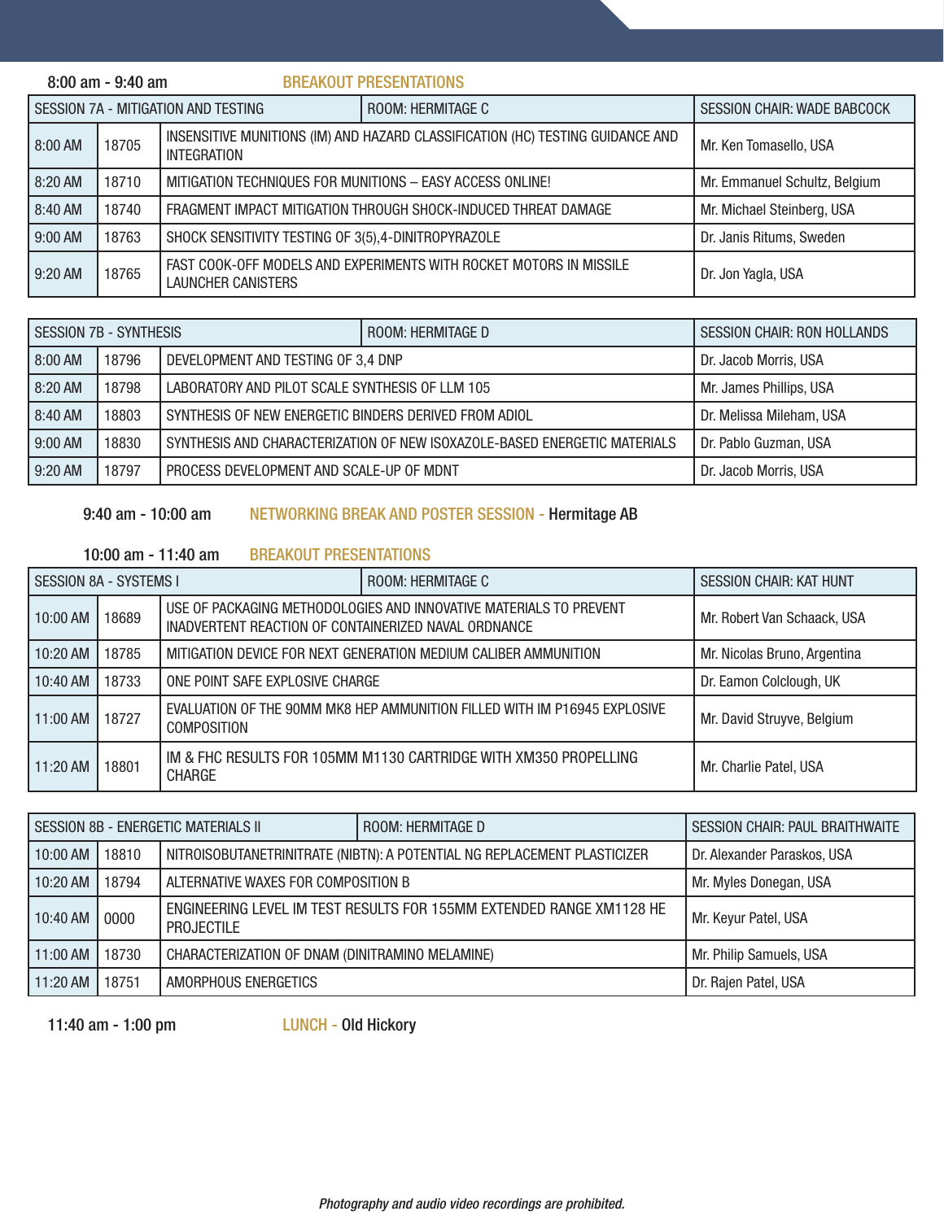**8:00 am - 9:40 am** BREAKOUT PRESENTATIONS

| SESSION 7A - MITIGATION AND TESTING | | ROOM: HERMITAGE C | SESSION CHAIR: WADE BABCOCK |
|---|---|---|---|
| 8:00 AM | 18705 | INSENSITIVE MUNITIONS (IM) AND HAZARD CLASSIFICATION (HC) TESTING GUIDANCE AND INTEGRATION | Mr. Ken Tomasello, USA |
| 8:20 AM | 18710 | MITIGATION TECHNIQUES FOR MUNITIONS – EASY ACCESS ONLINE! | Mr. Emmanuel Schultz, Belgium |
| 8:40 AM | 18740 | FRAGMENT IMPACT MITIGATION THROUGH SHOCK-INDUCED THREAT DAMAGE | Mr. Michael Steinberg, USA |
| 9:00 AM | 18763 | SHOCK SENSITIVITY TESTING OF 3(5),4-DINITROPYRAZOLE | Dr. Janis Ritums, Sweden |
| 9:20 AM | 18765 | FAST COOK-OFF MODELS AND EXPERIMENTS WITH ROCKET MOTORS IN MISSILE LAUNCHER CANISTERS | Dr. Jon Yagla, USA |

| SESSION 7B - SYNTHESIS | | ROOM: HERMITAGE D | SESSION CHAIR: RON HOLLANDS |
|---|---|---|---|
| 8:00 AM | 18796 | DEVELOPMENT AND TESTING OF 3,4 DNP | Dr. Jacob Morris, USA |
| 8:20 AM | 18798 | LABORATORY AND PILOT SCALE SYNTHESIS OF LLM 105 | Mr. James Phillips, USA |
| 8:40 AM | 18803 | SYNTHESIS OF NEW ENERGETIC BINDERS DERIVED FROM ADIOL | Dr. Melissa Mileham, USA |
| 9:00 AM | 18830 | SYNTHESIS AND CHARACTERIZATION OF NEW ISOXAZOLE-BASED ENERGETIC MATERIALS | Dr. Pablo Guzman, USA |
| 9:20 AM | 18797 | PROCESS DEVELOPMENT AND SCALE-UP OF MDNT | Dr. Jacob Morris, USA |

**9:40 am - 10:00 am** NETWORKING BREAK AND POSTER SESSION - Hermitage AB

**10:00 am - 11:40 am** BREAKOUT PRESENTATIONS

| SESSION 8A - SYSTEMS I | | ROOM: HERMITAGE C | SESSION CHAIR: KAT HUNT |
|---|---|---|---|
| 10:00 AM | 18689 | USE OF PACKAGING METHODOLOGIES AND INNOVATIVE MATERIALS TO PREVENT INADVERTENT REACTION OF CONTAINERIZED NAVAL ORDNANCE | Mr. Robert Van Schaack, USA |
| 10:20 AM | 18785 | MITIGATION DEVICE FOR NEXT GENERATION MEDIUM CALIBER AMMUNITION | Mr. Nicolas Bruno, Argentina |
| 10:40 AM | 18733 | ONE POINT SAFE EXPLOSIVE CHARGE | Dr. Eamon Colclough, UK |
| 11:00 AM | 18727 | EVALUATION OF THE 90MM MK8 HEP AMMUNITION FILLED WITH IM P16945 EXPLOSIVE COMPOSITION | Mr. David Struyve, Belgium |
| 11:20 AM | 18801 | IM & FHC RESULTS FOR 105MM M1130 CARTRIDGE WITH XM350 PROPELLING CHARGE | Mr. Charlie Patel, USA |

| SESSION 8B - ENERGETIC MATERIALS II | | ROOM: HERMITAGE D | SESSION CHAIR: PAUL BRAITHWAITE |
|---|---|---|---|
| 10:00 AM | 18810 | NITROISOBUTANETRINITRATE (NIBTN): A POTENTIAL NG REPLACEMENT PLASTICIZER | Dr. Alexander Paraskos, USA |
| 10:20 AM | 18794 | ALTERNATIVE WAXES FOR COMPOSITION B | Mr. Myles Donegan, USA |
| 10:40 AM | 0000 | ENGINEERING LEVEL IM TEST RESULTS FOR 155MM EXTENDED RANGE XM1128 HE PROJECTILE | Mr. Keyur Patel, USA |
| 11:00 AM | 18730 | CHARACTERIZATION OF DNAM (DINITRAMINO MELAMINE) | Mr. Philip Samuels, USA |
| 11:20 AM | 18751 | AMORPHOUS ENERGETICS | Dr. Rajen Patel, USA |

**11:40 am - 1:00 pm** LUNCH - Old Hickory

*Photography and audio video recordings are prohibited.*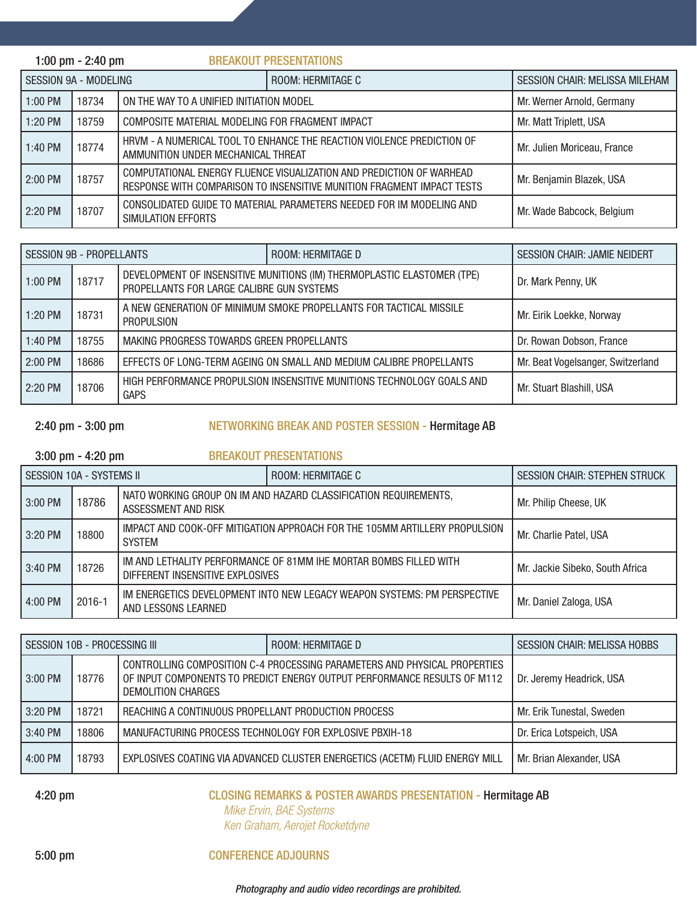**1:00 pm - 2:40 pm** — **BREAKOUT PRESENTATIONS**

| SESSION 9A - MODELING | | ROOM: HERMITAGE C | SESSION CHAIR: MELISSA MILEHAM |
|---|---|---|---|
| 1:00 PM | 18734 | ON THE WAY TO A UNIFIED INITIATION MODEL | Mr. Werner Arnold, Germany |
| 1:20 PM | 18759 | COMPOSITE MATERIAL MODELING FOR FRAGMENT IMPACT | Mr. Matt Triplett, USA |
| 1:40 PM | 18774 | HRVM - A NUMERICAL TOOL TO ENHANCE THE REACTION VIOLENCE PREDICTION OF AMMUNITION UNDER MECHANICAL THREAT | Mr. Julien Moriceau, France |
| 2:00 PM | 18757 | COMPUTATIONAL ENERGY FLUENCE VISUALIZATION AND PREDICTION OF WARHEAD RESPONSE WITH COMPARISON TO INSENSITIVE MUNITION FRAGMENT IMPACT TESTS | Mr. Benjamin Blazek, USA |
| 2:20 PM | 18707 | CONSOLIDATED GUIDE TO MATERIAL PARAMETERS NEEDED FOR IM MODELING AND SIMULATION EFFORTS | Mr. Wade Babcock, Belgium |

| SESSION 9B - PROPELLANTS | | ROOM: HERMITAGE D | SESSION CHAIR: JAMIE NEIDERT |
|---|---|---|---|
| 1:00 PM | 18717 | DEVELOPMENT OF INSENSITIVE MUNITIONS (IM) THERMOPLASTIC ELASTOMER (TPE) PROPELLANTS FOR LARGE CALIBRE GUN SYSTEMS | Dr. Mark Penny, UK |
| 1:20 PM | 18731 | A NEW GENERATION OF MINIMUM SMOKE PROPELLANTS FOR TACTICAL MISSILE PROPULSION | Mr. Eirik Loekke, Norway |
| 1:40 PM | 18755 | MAKING PROGRESS TOWARDS GREEN PROPELLANTS | Dr. Rowan Dobson, France |
| 2:00 PM | 18686 | EFFECTS OF LONG-TERM AGEING ON SMALL AND MEDIUM CALIBRE PROPELLANTS | Mr. Beat Vogelsanger, Switzerland |
| 2:20 PM | 18706 | HIGH PERFORMANCE PROPULSION INSENSITIVE MUNITIONS TECHNOLOGY GOALS AND GAPS | Mr. Stuart Blashill, USA |

**2:40 pm - 3:00 pm** — **NETWORKING BREAK AND POSTER SESSION -** Hermitage AB

**3:00 pm - 4:20 pm** — **BREAKOUT PRESENTATIONS**

| SESSION 10A - SYSTEMS II | | ROOM: HERMITAGE C | SESSION CHAIR: STEPHEN STRUCK |
|---|---|---|---|
| 3:00 PM | 18786 | NATO WORKING GROUP ON IM AND HAZARD CLASSIFICATION REQUIREMENTS, ASSESSMENT AND RISK | Mr. Philip Cheese, UK |
| 3:20 PM | 18800 | IMPACT AND COOK-OFF MITIGATION APPROACH FOR THE 105MM ARTILLERY PROPULSION SYSTEM | Mr. Charlie Patel, USA |
| 3:40 PM | 18726 | IM AND LETHALITY PERFORMANCE OF 81MM IHE MORTAR BOMBS FILLED WITH DIFFERENT INSENSITIVE EXPLOSIVES | Mr. Jackie Sibeko, South Africa |
| 4:00 PM | 2016-1 | IM ENERGETICS DEVELOPMENT INTO NEW LEGACY WEAPON SYSTEMS: PM PERSPECTIVE AND LESSONS LEARNED | Mr. Daniel Zaloga, USA |

| SESSION 10B - PROCESSING III | | ROOM: HERMITAGE D | SESSION CHAIR: MELISSA HOBBS |
|---|---|---|---|
| 3:00 PM | 18776 | CONTROLLING COMPOSITION C-4 PROCESSING PARAMETERS AND PHYSICAL PROPERTIES OF INPUT COMPONENTS TO PREDICT ENERGY OUTPUT PERFORMANCE RESULTS OF M112 DEMOLITION CHARGES | Dr. Jeremy Headrick, USA |
| 3:20 PM | 18721 | REACHING A CONTINUOUS PROPELLANT PRODUCTION PROCESS | Mr. Erik Tunestal, Sweden |
| 3:40 PM | 18806 | MANUFACTURING PROCESS TECHNOLOGY FOR EXPLOSIVE PBXIH-18 | Dr. Erica Lotspeich, USA |
| 4:00 PM | 18793 | EXPLOSIVES COATING VIA ADVANCED CLUSTER ENERGETICS (ACETM) FLUID ENERGY MILL | Mr. Brian Alexander, USA |

**4:20 pm** — **CLOSING REMARKS & POSTER AWARDS PRESENTATION -** Hermitage AB

*Mike Ervin, BAE Systems*
*Ken Graham, Aerojet Rocketdyne*

**5:00 pm** — **CONFERENCE ADJOURNS**

*Photography and audio video recordings are prohibited.*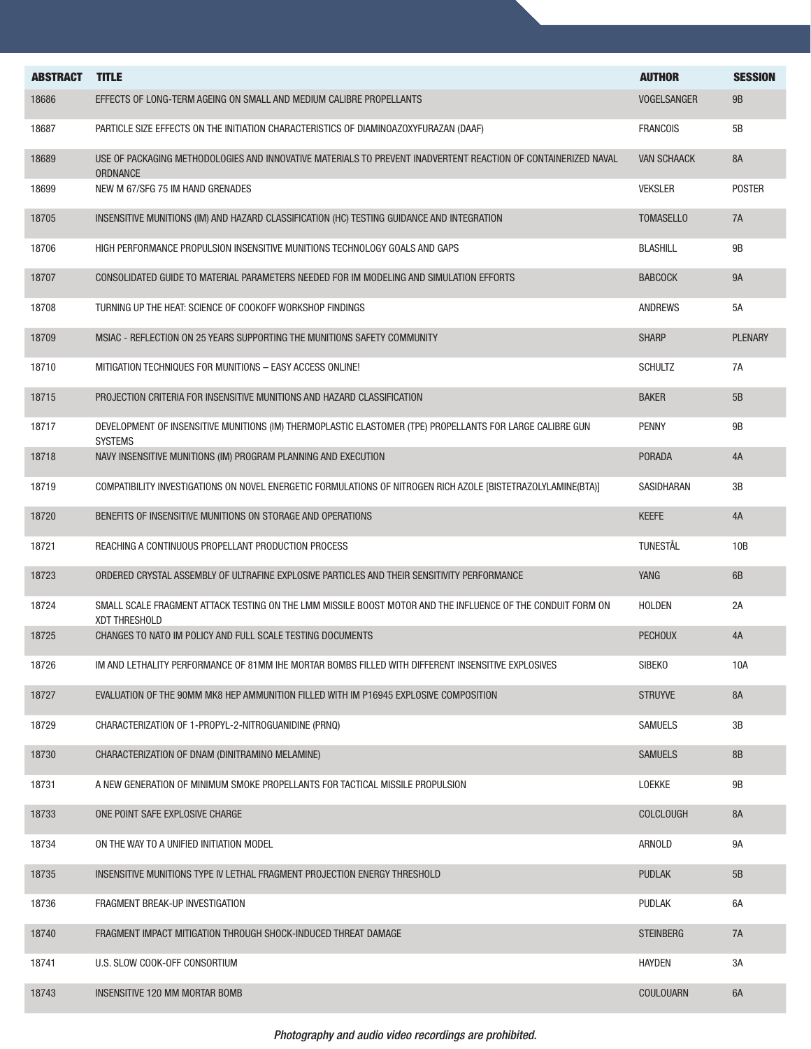| ABSTRACT | TITLE | AUTHOR | SESSION |
|---|---|---|---|
| 18686 | EFFECTS OF LONG-TERM AGEING ON SMALL AND MEDIUM CALIBRE PROPELLANTS | VOGELSANGER | 9B |
| 18687 | PARTICLE SIZE EFFECTS ON THE INITIATION CHARACTERISTICS OF DIAMINOAZOXYFURAZAN (DAAF) | FRANCOIS | 5B |
| 18689 | USE OF PACKAGING METHODOLOGIES AND INNOVATIVE MATERIALS TO PREVENT INADVERTENT REACTION OF CONTAINERIZED NAVAL ORDNANCE | VAN SCHAACK | 8A |
| 18699 | NEW M 67/SFG 75 IM HAND GRENADES | VEKSLER | POSTER |
| 18705 | INSENSITIVE MUNITIONS (IM) AND HAZARD CLASSIFICATION (HC) TESTING GUIDANCE AND INTEGRATION | TOMASELLO | 7A |
| 18706 | HIGH PERFORMANCE PROPULSION INSENSITIVE MUNITIONS TECHNOLOGY GOALS AND GAPS | BLASHILL | 9B |
| 18707 | CONSOLIDATED GUIDE TO MATERIAL PARAMETERS NEEDED FOR IM MODELING AND SIMULATION EFFORTS | BABCOCK | 9A |
| 18708 | TURNING UP THE HEAT: SCIENCE OF COOKOFF WORKSHOP FINDINGS | ANDREWS | 5A |
| 18709 | MSIAC - REFLECTION ON 25 YEARS SUPPORTING THE MUNITIONS SAFETY COMMUNITY | SHARP | PLENARY |
| 18710 | MITIGATION TECHNIQUES FOR MUNITIONS – EASY ACCESS ONLINE! | SCHULTZ | 7A |
| 18715 | PROJECTION CRITERIA FOR INSENSITIVE MUNITIONS AND HAZARD CLASSIFICATION | BAKER | 5B |
| 18717 | DEVELOPMENT OF INSENSITIVE MUNITIONS (IM) THERMOPLASTIC ELASTOMER (TPE) PROPELLANTS FOR LARGE CALIBRE GUN SYSTEMS | PENNY | 9B |
| 18718 | NAVY INSENSITIVE MUNITIONS (IM) PROGRAM PLANNING AND EXECUTION | PORADA | 4A |
| 18719 | COMPATIBILITY INVESTIGATIONS ON NOVEL ENERGETIC FORMULATIONS OF NITROGEN RICH AZOLE [BISTETRAZOLYLAMINE(BTA)] | SASIDHARAN | 3B |
| 18720 | BENEFITS OF INSENSITIVE MUNITIONS ON STORAGE AND OPERATIONS | KEEFE | 4A |
| 18721 | REACHING A CONTINUOUS PROPELLANT PRODUCTION PROCESS | TUNESTÅL | 10B |
| 18723 | ORDERED CRYSTAL ASSEMBLY OF ULTRAFINE EXPLOSIVE PARTICLES AND THEIR SENSITIVITY PERFORMANCE | YANG | 6B |
| 18724 | SMALL SCALE FRAGMENT ATTACK TESTING ON THE LMM MISSILE BOOST MOTOR AND THE INFLUENCE OF THE CONDUIT FORM ON XDT THRESHOLD | HOLDEN | 2A |
| 18725 | CHANGES TO NATO IM POLICY AND FULL SCALE TESTING DOCUMENTS | PECHOUX | 4A |
| 18726 | IM AND LETHALITY PERFORMANCE OF 81MM IHE MORTAR BOMBS FILLED WITH DIFFERENT INSENSITIVE EXPLOSIVES | SIBEKO | 10A |
| 18727 | EVALUATION OF THE 90MM MK8 HEP AMMUNITION FILLED WITH IM P16945 EXPLOSIVE COMPOSITION | STRUYVE | 8A |
| 18729 | CHARACTERIZATION OF 1-PROPYL-2-NITROGUANIDINE (PRNQ) | SAMUELS | 3B |
| 18730 | CHARACTERIZATION OF DNAM (DINITRAMINO MELAMINE) | SAMUELS | 8B |
| 18731 | A NEW GENERATION OF MINIMUM SMOKE PROPELLANTS FOR TACTICAL MISSILE PROPULSION | LOEKKE | 9B |
| 18733 | ONE POINT SAFE EXPLOSIVE CHARGE | COLCLOUGH | 8A |
| 18734 | ON THE WAY TO A UNIFIED INITIATION MODEL | ARNOLD | 9A |
| 18735 | INSENSITIVE MUNITIONS TYPE IV LETHAL FRAGMENT PROJECTION ENERGY THRESHOLD | PUDLAK | 5B |
| 18736 | FRAGMENT BREAK-UP INVESTIGATION | PUDLAK | 6A |
| 18740 | FRAGMENT IMPACT MITIGATION THROUGH SHOCK-INDUCED THREAT DAMAGE | STEINBERG | 7A |
| 18741 | U.S. SLOW COOK-OFF CONSORTIUM | HAYDEN | 3A |
| 18743 | INSENSITIVE 120 MM MORTAR BOMB | COULOUARN | 6A |

*Photography and audio video recordings are prohibited.*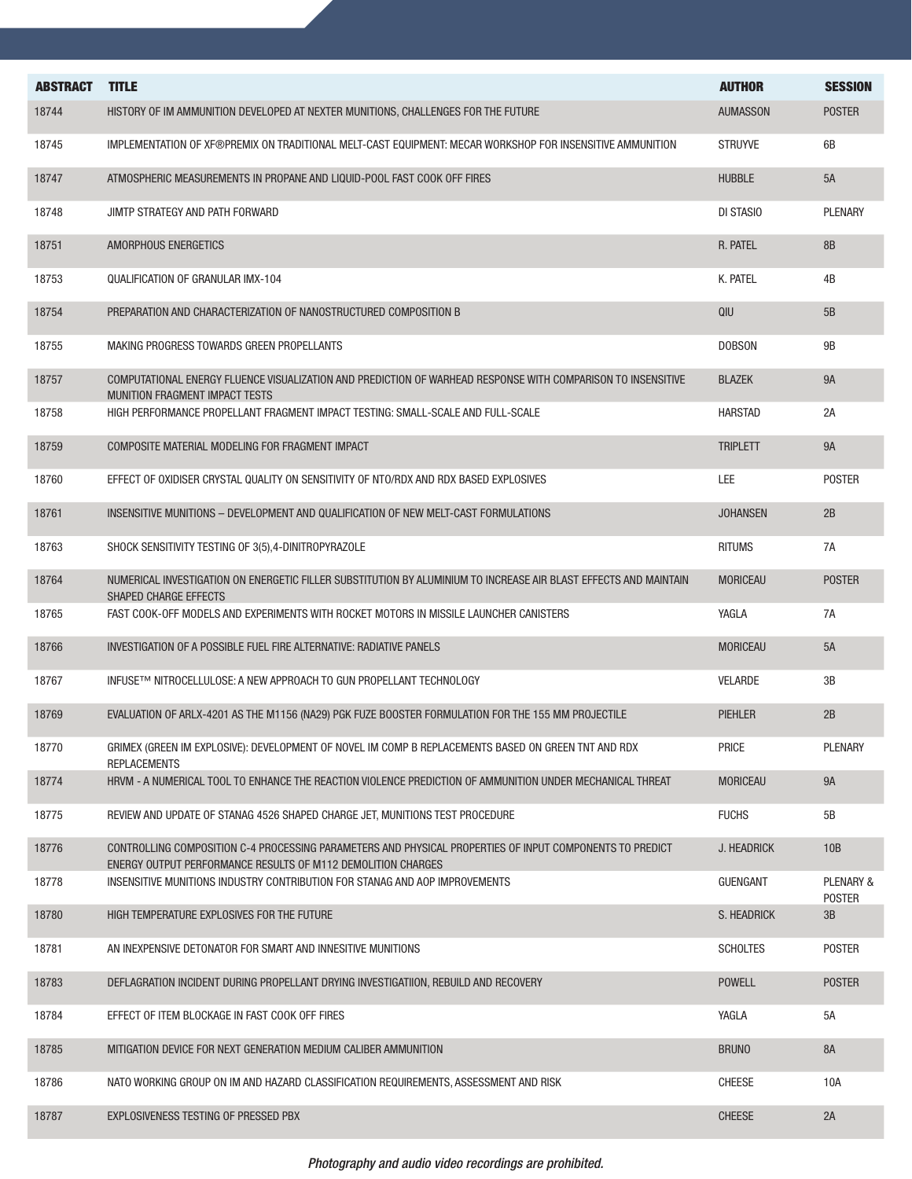| ABSTRACT | TITLE | AUTHOR | SESSION |
|---|---|---|---|
| 18744 | HISTORY OF IM AMMUNITION DEVELOPED AT NEXTER MUNITIONS, CHALLENGES FOR THE FUTURE | AUMASSON | POSTER |
| 18745 | IMPLEMENTATION OF XF®PREMIX ON TRADITIONAL MELT-CAST EQUIPMENT: MECAR WORKSHOP FOR INSENSITIVE AMMUNITION | STRUYVE | 6B |
| 18747 | ATMOSPHERIC MEASUREMENTS IN PROPANE AND LIQUID-POOL FAST COOK OFF FIRES | HUBBLE | 5A |
| 18748 | JIMTP STRATEGY AND PATH FORWARD | DI STASIO | PLENARY |
| 18751 | AMORPHOUS ENERGETICS | R. PATEL | 8B |
| 18753 | QUALIFICATION OF GRANULAR IMX-104 | K. PATEL | 4B |
| 18754 | PREPARATION AND CHARACTERIZATION OF NANOSTRUCTURED COMPOSITION B | QIU | 5B |
| 18755 | MAKING PROGRESS TOWARDS GREEN PROPELLANTS | DOBSON | 9B |
| 18757 | COMPUTATIONAL ENERGY FLUENCE VISUALIZATION AND PREDICTION OF WARHEAD RESPONSE WITH COMPARISON TO INSENSITIVE MUNITION FRAGMENT IMPACT TESTS | BLAZEK | 9A |
| 18758 | HIGH PERFORMANCE PROPELLANT FRAGMENT IMPACT TESTING: SMALL-SCALE AND FULL-SCALE | HARSTAD | 2A |
| 18759 | COMPOSITE MATERIAL MODELING FOR FRAGMENT IMPACT | TRIPLETT | 9A |
| 18760 | EFFECT OF OXIDISER CRYSTAL QUALITY ON SENSITIVITY OF NTO/RDX AND RDX BASED EXPLOSIVES | LEE | POSTER |
| 18761 | INSENSITIVE MUNITIONS – DEVELOPMENT AND QUALIFICATION OF NEW MELT-CAST FORMULATIONS | JOHANSEN | 2B |
| 18763 | SHOCK SENSITIVITY TESTING OF 3(5),4-DINITROPYRAZOLE | RITUMS | 7A |
| 18764 | NUMERICAL INVESTIGATION ON ENERGETIC FILLER SUBSTITUTION BY ALUMINIUM TO INCREASE AIR BLAST EFFECTS AND MAINTAIN SHAPED CHARGE EFFECTS | MORICEAU | POSTER |
| 18765 | FAST COOK-OFF MODELS AND EXPERIMENTS WITH ROCKET MOTORS IN MISSILE LAUNCHER CANISTERS | YAGLA | 7A |
| 18766 | INVESTIGATION OF A POSSIBLE FUEL FIRE ALTERNATIVE: RADIATIVE PANELS | MORICEAU | 5A |
| 18767 | INFUSE™ NITROCELLULOSE: A NEW APPROACH TO GUN PROPELLANT TECHNOLOGY | VELARDE | 3B |
| 18769 | EVALUATION OF ARLX-4201 AS THE M1156 (NA29) PGK FUZE BOOSTER FORMULATION FOR THE 155 MM PROJECTILE | PIEHLER | 2B |
| 18770 | GRIMEX (GREEN IM EXPLOSIVE): DEVELOPMENT OF NOVEL IM COMP B REPLACEMENTS BASED ON GREEN TNT AND RDX REPLACEMENTS | PRICE | PLENARY |
| 18774 | HRVM - A NUMERICAL TOOL TO ENHANCE THE REACTION VIOLENCE PREDICTION OF AMMUNITION UNDER MECHANICAL THREAT | MORICEAU | 9A |
| 18775 | REVIEW AND UPDATE OF STANAG 4526 SHAPED CHARGE JET, MUNITIONS TEST PROCEDURE | FUCHS | 5B |
| 18776 | CONTROLLING COMPOSITION C-4 PROCESSING PARAMETERS AND PHYSICAL PROPERTIES OF INPUT COMPONENTS TO PREDICT ENERGY OUTPUT PERFORMANCE RESULTS OF M112 DEMOLITION CHARGES | J. HEADRICK | 10B |
| 18778 | INSENSITIVE MUNITIONS INDUSTRY CONTRIBUTION FOR STANAG AND AOP IMPROVEMENTS | GUENGANT | PLENARY & POSTER |
| 18780 | HIGH TEMPERATURE EXPLOSIVES FOR THE FUTURE | S. HEADRICK | 3B |
| 18781 | AN INEXPENSIVE DETONATOR FOR SMART AND INNESITIVE MUNITIONS | SCHOLTES | POSTER |
| 18783 | DEFLAGRATION INCIDENT DURING PROPELLANT DRYING INVESTIGATIION, REBUILD AND RECOVERY | POWELL | POSTER |
| 18784 | EFFECT OF ITEM BLOCKAGE IN FAST COOK OFF FIRES | YAGLA | 5A |
| 18785 | MITIGATION DEVICE FOR NEXT GENERATION MEDIUM CALIBER AMMUNITION | BRUNO | 8A |
| 18786 | NATO WORKING GROUP ON IM AND HAZARD CLASSIFICATION REQUIREMENTS, ASSESSMENT AND RISK | CHEESE | 10A |
| 18787 | EXPLOSIVENESS TESTING OF PRESSED PBX | CHEESE | 2A |

*Photography and audio video recordings are prohibited.*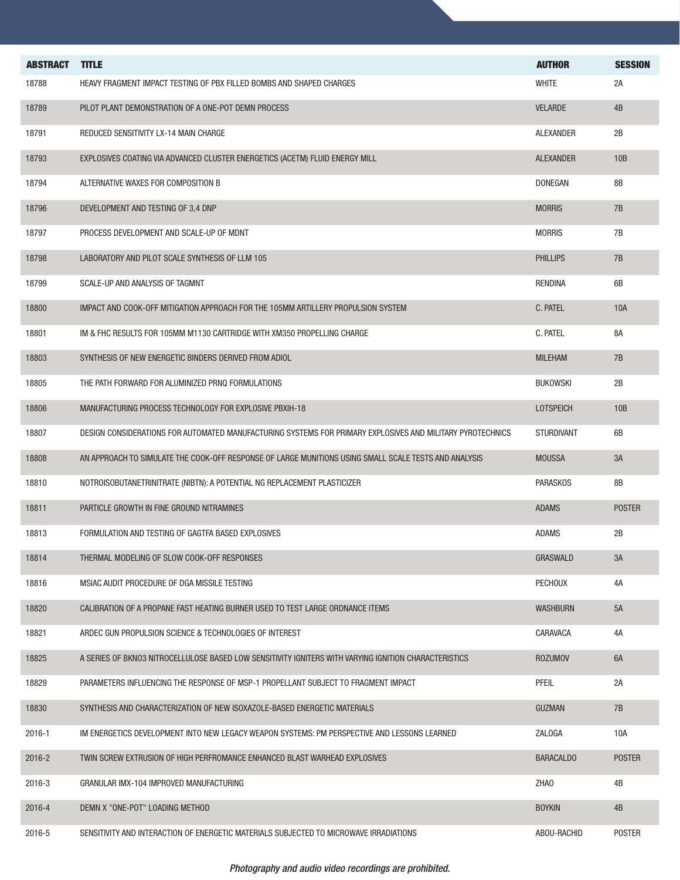| ABSTRACT | TITLE | AUTHOR | SESSION |
|---|---|---|---|
| 18788 | HEAVY FRAGMENT IMPACT TESTING OF PBX FILLED BOMBS AND SHAPED CHARGES | WHITE | 2A |
| 18789 | PILOT PLANT DEMONSTRATION OF A ONE-POT DEMN PROCESS | VELARDE | 4B |
| 18791 | REDUCED SENSITIVITY LX-14 MAIN CHARGE | ALEXANDER | 2B |
| 18793 | EXPLOSIVES COATING VIA ADVANCED CLUSTER ENERGETICS (ACETM) FLUID ENERGY MILL | ALEXANDER | 10B |
| 18794 | ALTERNATIVE WAXES FOR COMPOSITION B | DONEGAN | 8B |
| 18796 | DEVELOPMENT AND TESTING OF 3,4 DNP | MORRIS | 7B |
| 18797 | PROCESS DEVELOPMENT AND SCALE-UP OF MDNT | MORRIS | 7B |
| 18798 | LABORATORY AND PILOT SCALE SYNTHESIS OF LLM 105 | PHILLIPS | 7B |
| 18799 | SCALE-UP AND ANALYSIS OF TAGMNT | RENDINA | 6B |
| 18800 | IMPACT AND COOK-OFF MITIGATION APPROACH FOR THE 105MM ARTILLERY PROPULSION SYSTEM | C. PATEL | 10A |
| 18801 | IM & FHC RESULTS FOR 105MM M1130 CARTRIDGE WITH XM350 PROPELLING CHARGE | C. PATEL | 8A |
| 18803 | SYNTHESIS OF NEW ENERGETIC BINDERS DERIVED FROM ADIOL | MILEHAM | 7B |
| 18805 | THE PATH FORWARD FOR ALUMINIZED PRNQ FORMULATIONS | BUKOWSKI | 2B |
| 18806 | MANUFACTURING PROCESS TECHNOLOGY FOR EXPLOSIVE PBXIH-18 | LOTSPEICH | 10B |
| 18807 | DESIGN CONSIDERATIONS FOR AUTOMATED MANUFACTURING SYSTEMS FOR PRIMARY EXPLOSIVES AND MILITARY PYROTECHNICS | STURDIVANT | 6B |
| 18808 | AN APPROACH TO SIMULATE THE COOK-OFF RESPONSE OF LARGE MUNITIONS USING SMALL SCALE TESTS AND ANALYSIS | MOUSSA | 3A |
| 18810 | NOTROISOBUTANETRINITRATE (NIBTN): A POTENTIAL NG REPLACEMENT PLASTICIZER | PARASKOS | 8B |
| 18811 | PARTICLE GROWTH IN FINE GROUND NITRAMINES | ADAMS | POSTER |
| 18813 | FORMULATION AND TESTING OF GAGTFA BASED EXPLOSIVES | ADAMS | 2B |
| 18814 | THERMAL MODELING OF SLOW COOK-OFF RESPONSES | GRASWALD | 3A |
| 18816 | MSIAC AUDIT PROCEDURE OF DGA MISSILE TESTING | PECHOUX | 4A |
| 18820 | CALIBRATION OF A PROPANE FAST HEATING BURNER USED TO TEST LARGE ORDNANCE ITEMS | WASHBURN | 5A |
| 18821 | ARDEC GUN PROPULSION SCIENCE & TECHNOLOGIES OF INTEREST | CARAVACA | 4A |
| 18825 | A SERIES OF BKNO3 NITROCELLULOSE BASED LOW SENSITIVITY IGNITERS WITH VARYING IGNITION CHARACTERISTICS | ROZUMOV | 6A |
| 18829 | PARAMETERS INFLUENCING THE RESPONSE OF MSP-1 PROPELLANT SUBJECT TO FRAGMENT IMPACT | PFEIL | 2A |
| 18830 | SYNTHESIS AND CHARACTERIZATION OF NEW ISOXAZOLE-BASED ENERGETIC MATERIALS | GUZMAN | 7B |
| 2016-1 | IM ENERGETICS DEVELOPMENT INTO NEW LEGACY WEAPON SYSTEMS: PM PERSPECTIVE AND LESSONS LEARNED | ZALOGA | 10A |
| 2016-2 | TWIN SCREW EXTRUSION OF HIGH PERFROMANCE ENHANCED BLAST WARHEAD EXPLOSIVES | BARACALDO | POSTER |
| 2016-3 | GRANULAR IMX-104 IMPROVED MANUFACTURING | ZHAO | 4B |
| 2016-4 | DEMN X "ONE-POT" LOADING METHOD | BOYKIN | 4B |
| 2016-5 | SENSITIVITY AND INTERACTION OF ENERGETIC MATERIALS SUBJECTED TO MICROWAVE IRRADIATIONS | ABOU-RACHID | POSTER |

*Photography and audio video recordings are prohibited.*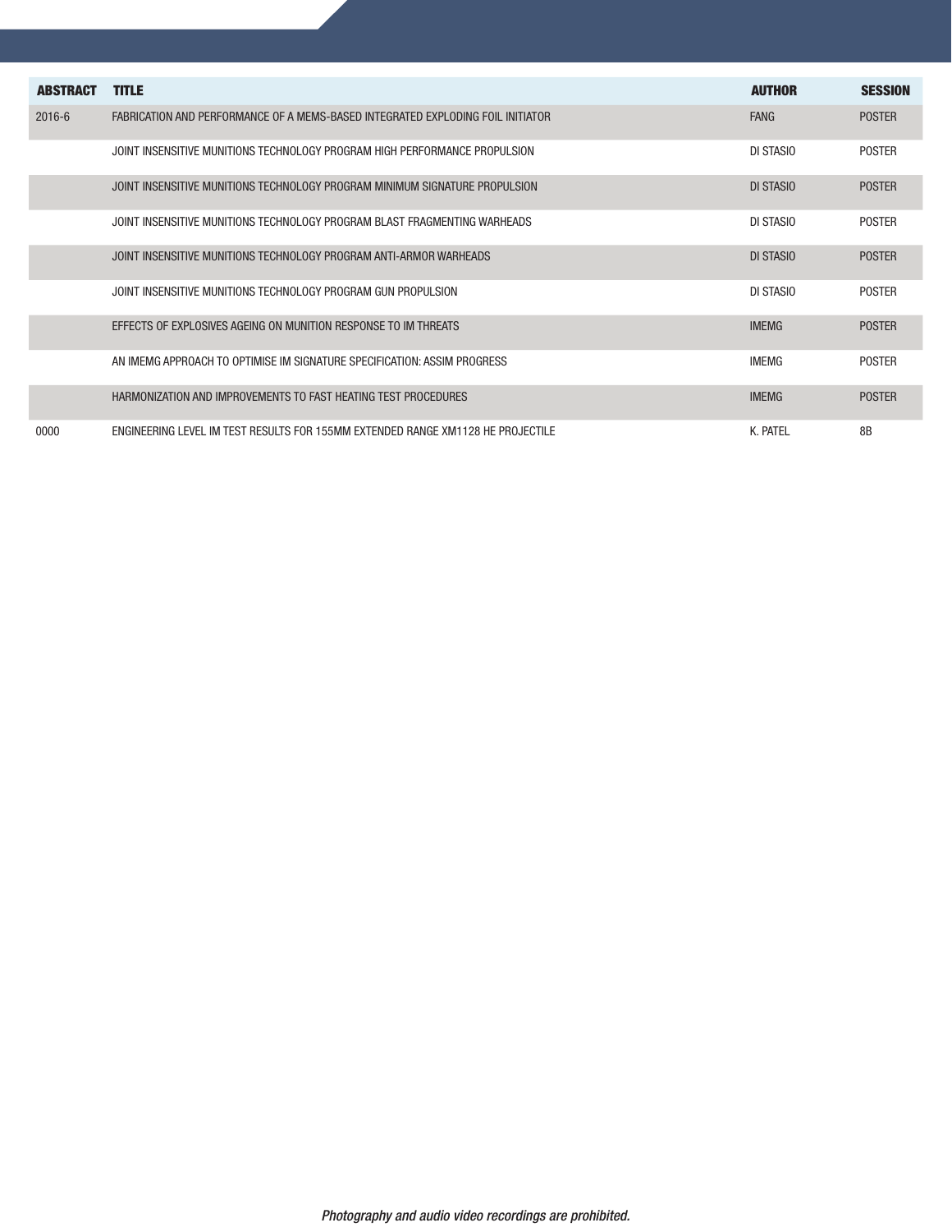| ABSTRACT | TITLE | AUTHOR | SESSION |
| --- | --- | --- | --- |
| 2016-6 | FABRICATION AND PERFORMANCE OF A MEMS-BASED INTEGRATED EXPLODING FOIL INITIATOR | FANG | POSTER |
| | JOINT INSENSITIVE MUNITIONS TECHNOLOGY PROGRAM HIGH PERFORMANCE PROPULSION | DI STASIO | POSTER |
| | JOINT INSENSITIVE MUNITIONS TECHNOLOGY PROGRAM MINIMUM SIGNATURE PROPULSION | DI STASIO | POSTER |
| | JOINT INSENSITIVE MUNITIONS TECHNOLOGY PROGRAM BLAST FRAGMENTING WARHEADS | DI STASIO | POSTER |
| | JOINT INSENSITIVE MUNITIONS TECHNOLOGY PROGRAM ANTI-ARMOR WARHEADS | DI STASIO | POSTER |
| | JOINT INSENSITIVE MUNITIONS TECHNOLOGY PROGRAM GUN PROPULSION | DI STASIO | POSTER |
| | EFFECTS OF EXPLOSIVES AGEING ON MUNITION RESPONSE TO IM THREATS | IMEMG | POSTER |
| | AN IMEMG APPROACH TO OPTIMISE IM SIGNATURE SPECIFICATION: ASSIM PROGRESS | IMEMG | POSTER |
| | HARMONIZATION AND IMPROVEMENTS TO FAST HEATING TEST PROCEDURES | IMEMG | POSTER |
| 0000 | ENGINEERING LEVEL IM TEST RESULTS FOR 155MM EXTENDED RANGE XM1128 HE PROJECTILE | K. PATEL | 8B |

*Photography and audio video recordings are prohibited.*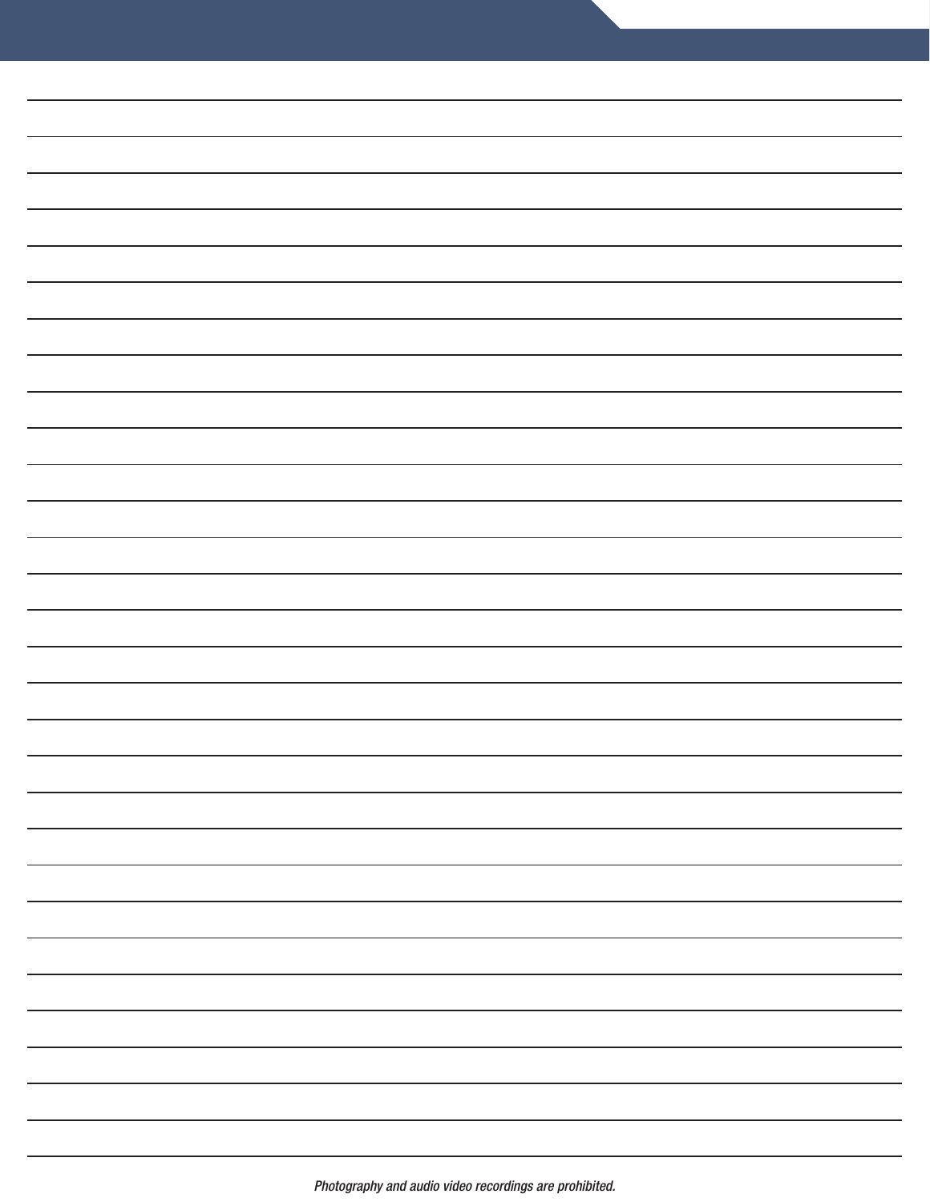*Photography and audio video recordings are prohibited.*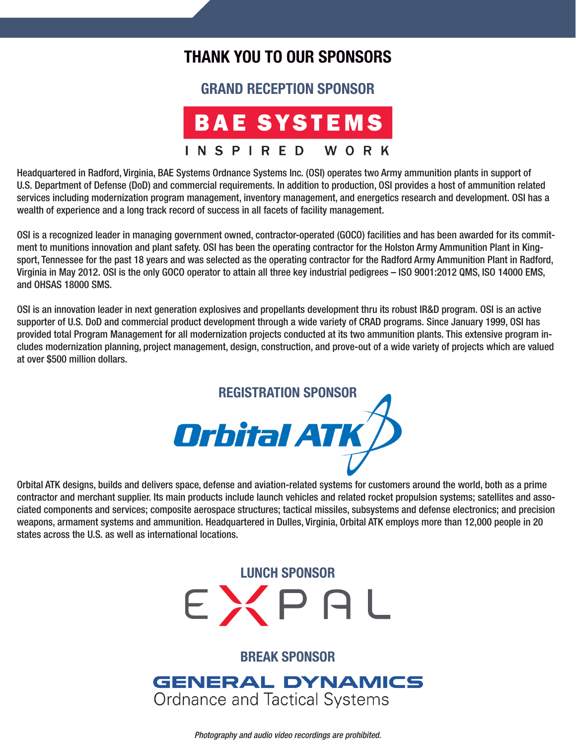# THANK YOU TO OUR SPONSORS

## GRAND RECEPTION SPONSOR

BAE SYSTEMS

INSPIRED WORK

Headquartered in Radford, Virginia, BAE Systems Ordnance Systems Inc. (OSI) operates two Army ammunition plants in support of U.S. Department of Defense (DoD) and commercial requirements. In addition to production, OSI provides a host of ammunition related services including modernization program management, inventory management, and energetics research and development. OSI has a wealth of experience and a long track record of success in all facets of facility management.

OSI is a recognized leader in managing government owned, contractor-operated (GOCO) facilities and has been awarded for its commitment to munitions innovation and plant safety. OSI has been the operating contractor for the Holston Army Ammunition Plant in Kingsport, Tennessee for the past 18 years and was selected as the operating contractor for the Radford Army Ammunition Plant in Radford, Virginia in May 2012. OSI is the only GOCO operator to attain all three key industrial pedigrees – ISO 9001:2012 QMS, ISO 14000 EMS, and OHSAS 18000 SMS.

OSI is an innovation leader in next generation explosives and propellants development thru its robust IR&D program. OSI is an active supporter of U.S. DoD and commercial product development through a wide variety of CRAD programs. Since January 1999, OSI has provided total Program Management for all modernization projects conducted at its two ammunition plants. This extensive program includes modernization planning, project management, design, construction, and prove-out of a wide variety of projects which are valued at over $500 million dollars.

## REGISTRATION SPONSOR

Orbital ATK

Orbital ATK designs, builds and delivers space, defense and aviation-related systems for customers around the world, both as a prime contractor and merchant supplier. Its main products include launch vehicles and related rocket propulsion systems; satellites and associated components and services; composite aerospace structures; tactical missiles, subsystems and defense electronics; and precision weapons, armament systems and ammunition. Headquartered in Dulles, Virginia, Orbital ATK employs more than 12,000 people in 20 states across the U.S. as well as international locations.

## LUNCH SPONSOR

EXPAL

## BREAK SPONSOR

GENERAL DYNAMICS

Ordnance and Tactical Systems

*Photography and audio video recordings are prohibited.*